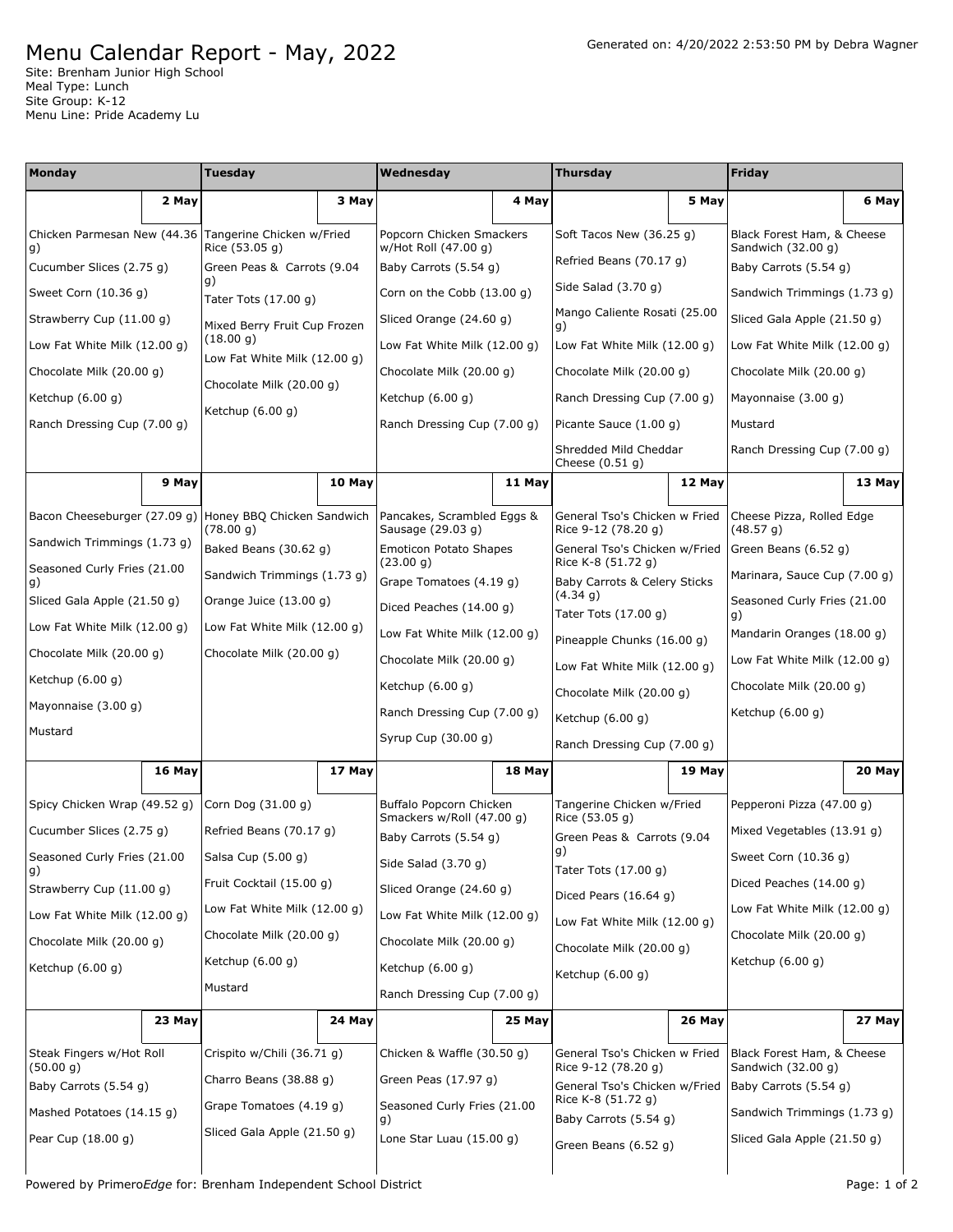# Menu Calendar Report - May, 2022

Generated on: 4/20/2022 2:53:50 PM by Debra Wagner

Site: Brenham Junior High School
Meal Type: Lunch
Site Group: K-12
Menu Line: Pride Academy Lu

| Monday | Tuesday | Wednesday | Thursday | Friday |
|---|---|---|---|---|
| **2 May** | **3 May** | **4 May** | **5 May** | **6 May** |
| Chicken Parmesan New (44.36 g)<br>Cucumber Slices (2.75 g)<br>Sweet Corn (10.36 g)<br>Strawberry Cup (11.00 g)<br>Low Fat White Milk (12.00 g)<br>Chocolate Milk (20.00 g)<br>Ketchup (6.00 g)<br>Ranch Dressing Cup (7.00 g) | Tangerine Chicken w/Fried Rice (53.05 g)<br>Green Peas & Carrots (9.04 g)<br>Tater Tots (17.00 g)<br>Mixed Berry Fruit Cup Frozen (18.00 g)<br>Low Fat White Milk (12.00 g)<br>Chocolate Milk (20.00 g)<br>Ketchup (6.00 g) | Popcorn Chicken Smackers w/Hot Roll (47.00 g)<br>Baby Carrots (5.54 g)<br>Corn on the Cobb (13.00 g)<br>Sliced Orange (24.60 g)<br>Low Fat White Milk (12.00 g)<br>Chocolate Milk (20.00 g)<br>Ketchup (6.00 g)<br>Ranch Dressing Cup (7.00 g) | Soft Tacos New (36.25 g)<br>Refried Beans (70.17 g)<br>Side Salad (3.70 g)<br>Mango Caliente Rosati (25.00 g)<br>Low Fat White Milk (12.00 g)<br>Chocolate Milk (20.00 g)<br>Ranch Dressing Cup (7.00 g)<br>Picante Sauce (1.00 g)<br>Shredded Mild Cheddar Cheese (0.51 g) | Black Forest Ham, & Cheese Sandwich (32.00 g)<br>Baby Carrots (5.54 g)<br>Sandwich Trimmings (1.73 g)<br>Sliced Gala Apple (21.50 g)<br>Low Fat White Milk (12.00 g)<br>Chocolate Milk (20.00 g)<br>Mayonnaise (3.00 g)<br>Mustard<br>Ranch Dressing Cup (7.00 g) |
| **9 May** | **10 May** | **11 May** | **12 May** | **13 May** |
| Bacon Cheeseburger (27.09 g)<br>Sandwich Trimmings (1.73 g)<br>Seasoned Curly Fries (21.00 g)<br>Sliced Gala Apple (21.50 g)<br>Low Fat White Milk (12.00 g)<br>Chocolate Milk (20.00 g)<br>Ketchup (6.00 g)<br>Mayonnaise (3.00 g)<br>Mustard | Honey BBQ Chicken Sandwich (78.00 g)<br>Baked Beans (30.62 g)<br>Sandwich Trimmings (1.73 g)<br>Orange Juice (13.00 g)<br>Low Fat White Milk (12.00 g)<br>Chocolate Milk (20.00 g) | Pancakes, Scrambled Eggs & Sausage (29.03 g)<br>Emoticon Potato Shapes (23.00 g)<br>Grape Tomatoes (4.19 g)<br>Diced Peaches (14.00 g)<br>Low Fat White Milk (12.00 g)<br>Chocolate Milk (20.00 g)<br>Ketchup (6.00 g)<br>Ranch Dressing Cup (7.00 g)<br>Syrup Cup (30.00 g) | General Tso's Chicken w Fried Rice 9-12 (78.20 g)<br>General Tso's Chicken w/Fried Rice K-8 (51.72 g)<br>Baby Carrots & Celery Sticks (4.34 g)<br>Tater Tots (17.00 g)<br>Pineapple Chunks (16.00 g)<br>Low Fat White Milk (12.00 g)<br>Chocolate Milk (20.00 g)<br>Ketchup (6.00 g)<br>Ranch Dressing Cup (7.00 g) | Cheese Pizza, Rolled Edge (48.57 g)<br>Green Beans (6.52 g)<br>Marinara, Sauce Cup (7.00 g)<br>Seasoned Curly Fries (21.00 g)<br>Mandarin Oranges (18.00 g)<br>Low Fat White Milk (12.00 g)<br>Chocolate Milk (20.00 g)<br>Ketchup (6.00 g) |
| **16 May** | **17 May** | **18 May** | **19 May** | **20 May** |
| Spicy Chicken Wrap (49.52 g)<br>Cucumber Slices (2.75 g)<br>Seasoned Curly Fries (21.00 g)<br>Strawberry Cup (11.00 g)<br>Low Fat White Milk (12.00 g)<br>Chocolate Milk (20.00 g)<br>Ketchup (6.00 g) | Corn Dog (31.00 g)<br>Refried Beans (70.17 g)<br>Salsa Cup (5.00 g)<br>Fruit Cocktail (15.00 g)<br>Low Fat White Milk (12.00 g)<br>Chocolate Milk (20.00 g)<br>Ketchup (6.00 g)<br>Mustard | Buffalo Popcorn Chicken Smackers w/Roll (47.00 g)<br>Baby Carrots (5.54 g)<br>Side Salad (3.70 g)<br>Sliced Orange (24.60 g)<br>Low Fat White Milk (12.00 g)<br>Chocolate Milk (20.00 g)<br>Ketchup (6.00 g)<br>Ranch Dressing Cup (7.00 g) | Tangerine Chicken w/Fried Rice (53.05 g)<br>Green Peas & Carrots (9.04 g)<br>Tater Tots (17.00 g)<br>Diced Pears (16.64 g)<br>Low Fat White Milk (12.00 g)<br>Chocolate Milk (20.00 g)<br>Ketchup (6.00 g) | Pepperoni Pizza (47.00 g)<br>Mixed Vegetables (13.91 g)<br>Sweet Corn (10.36 g)<br>Diced Peaches (14.00 g)<br>Low Fat White Milk (12.00 g)<br>Chocolate Milk (20.00 g)<br>Ketchup (6.00 g) |
| **23 May** | **24 May** | **25 May** | **26 May** | **27 May** |
| Steak Fingers w/Hot Roll (50.00 g)<br>Baby Carrots (5.54 g)<br>Mashed Potatoes (14.15 g)<br>Pear Cup (18.00 g) | Crispito w/Chili (36.71 g)<br>Charro Beans (38.88 g)<br>Grape Tomatoes (4.19 g)<br>Sliced Gala Apple (21.50 g) | Chicken & Waffle (30.50 g)<br>Green Peas (17.97 g)<br>Seasoned Curly Fries (21.00 g)<br>Lone Star Luau (15.00 g) | General Tso's Chicken w Fried Rice 9-12 (78.20 g)<br>General Tso's Chicken w/Fried Rice K-8 (51.72 g)<br>Baby Carrots (5.54 g)<br>Green Beans (6.52 g) | Black Forest Ham, & Cheese Sandwich (32.00 g)<br>Baby Carrots (5.54 g)<br>Sandwich Trimmings (1.73 g)<br>Sliced Gala Apple (21.50 g) |

Powered by PrimeroEdge for: Brenham Independent School District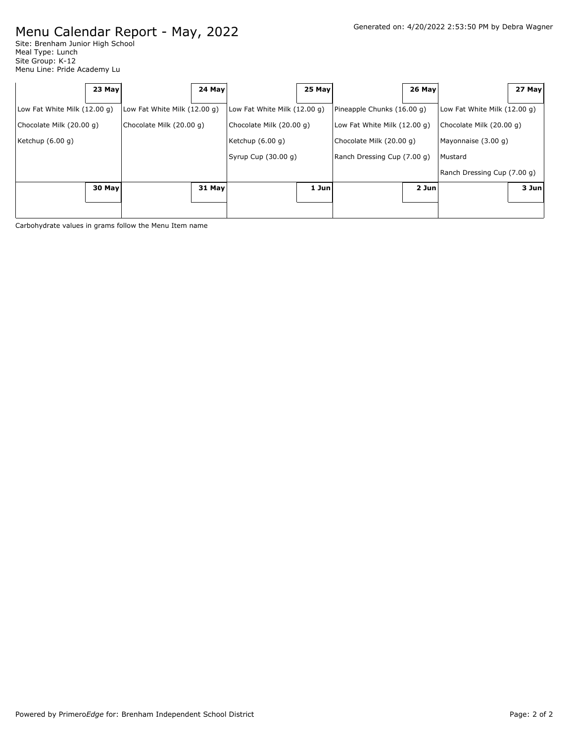# Menu Calendar Report - May, 2022

Generated on: 4/20/2022 2:53:50 PM by Debra Wagner

Site: Brenham Junior High School
Meal Type: Lunch
Site Group: K-12
Menu Line: Pride Academy Lu

| 23 May | 24 May | 25 May | 26 May | 27 May |
|---|---|---|---|---|
| Low Fat White Milk (12.00 g) | Low Fat White Milk (12.00 g) | Low Fat White Milk (12.00 g) | Pineapple Chunks (16.00 g) | Low Fat White Milk (12.00 g) |
| Chocolate Milk (20.00 g) | Chocolate Milk (20.00 g) | Chocolate Milk (20.00 g) | Low Fat White Milk (12.00 g) | Chocolate Milk (20.00 g) |
| Ketchup (6.00 g) | | Ketchup (6.00 g) | Chocolate Milk (20.00 g) | Mayonnaise (3.00 g) |
| | | Syrup Cup (30.00 g) | Ranch Dressing Cup (7.00 g) | Mustard |
| | | | | Ranch Dressing Cup (7.00 g) |
| **30 May** | **31 May** | **1 Jun** | **2 Jun** | **3 Jun** |
| | | | | |

Carbohydrate values in grams follow the Menu Item name